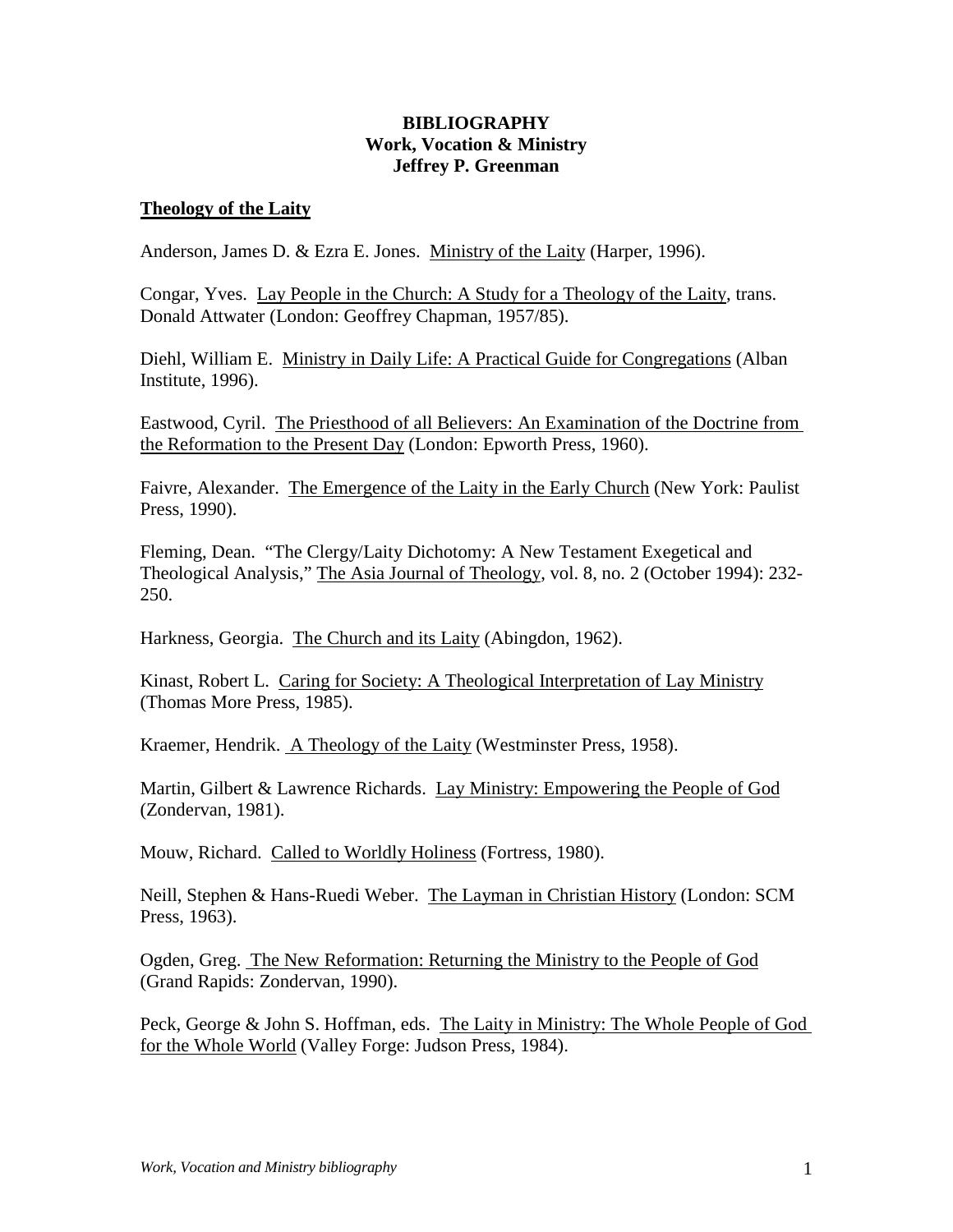**BIBLIOGRAPHY**
**Work, Vocation & Ministry**
**Jeffrey P. Greenman**

## Theology of the Laity

Anderson, James D. & Ezra E. Jones. Ministry of the Laity (Harper, 1996).

Congar, Yves. Lay People in the Church: A Study for a Theology of the Laity, trans. Donald Attwater (London: Geoffrey Chapman, 1957/85).

Diehl, William E. Ministry in Daily Life: A Practical Guide for Congregations (Alban Institute, 1996).

Eastwood, Cyril. The Priesthood of all Believers: An Examination of the Doctrine from the Reformation to the Present Day (London: Epworth Press, 1960).

Faivre, Alexander. The Emergence of the Laity in the Early Church (New York: Paulist Press, 1990).

Fleming, Dean. "The Clergy/Laity Dichotomy: A New Testament Exegetical and Theological Analysis," The Asia Journal of Theology, vol. 8, no. 2 (October 1994): 232-250.

Harkness, Georgia. The Church and its Laity (Abingdon, 1962).

Kinast, Robert L. Caring for Society: A Theological Interpretation of Lay Ministry (Thomas More Press, 1985).

Kraemer, Hendrik. A Theology of the Laity (Westminster Press, 1958).

Martin, Gilbert & Lawrence Richards. Lay Ministry: Empowering the People of God (Zondervan, 1981).

Mouw, Richard. Called to Worldly Holiness (Fortress, 1980).

Neill, Stephen & Hans-Ruedi Weber. The Layman in Christian History (London: SCM Press, 1963).

Ogden, Greg. The New Reformation: Returning the Ministry to the People of God (Grand Rapids: Zondervan, 1990).

Peck, George & John S. Hoffman, eds. The Laity in Ministry: The Whole People of God for the Whole World (Valley Forge: Judson Press, 1984).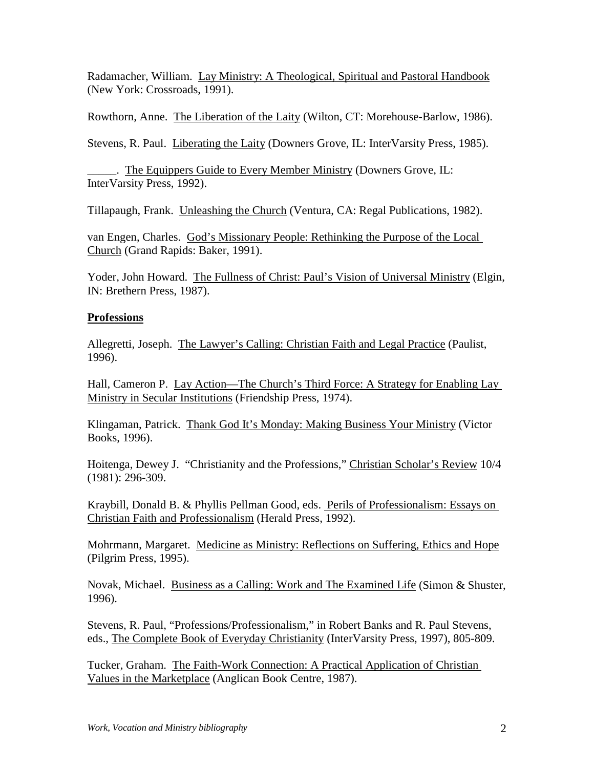Radamacher, William. Lay Ministry: A Theological, Spiritual and Pastoral Handbook (New York: Crossroads, 1991).

Rowthorn, Anne. The Liberation of the Laity (Wilton, CT: Morehouse-Barlow, 1986).

Stevens, R. Paul. Liberating the Laity (Downers Grove, IL: InterVarsity Press, 1985).

_____. The Equippers Guide to Every Member Ministry (Downers Grove, IL: InterVarsity Press, 1992).

Tillapaugh, Frank. Unleashing the Church (Ventura, CA: Regal Publications, 1982).

van Engen, Charles. God's Missionary People: Rethinking the Purpose of the Local Church (Grand Rapids: Baker, 1991).

Yoder, John Howard. The Fullness of Christ: Paul's Vision of Universal Ministry (Elgin, IN: Brethern Press, 1987).

**Professions**

Allegretti, Joseph. The Lawyer's Calling: Christian Faith and Legal Practice (Paulist, 1996).

Hall, Cameron P. Lay Action—The Church's Third Force: A Strategy for Enabling Lay Ministry in Secular Institutions (Friendship Press, 1974).

Klingaman, Patrick. Thank God It's Monday: Making Business Your Ministry (Victor Books, 1996).

Hoitenga, Dewey J. "Christianity and the Professions," Christian Scholar's Review 10/4 (1981): 296-309.

Kraybill, Donald B. & Phyllis Pellman Good, eds. Perils of Professionalism: Essays on Christian Faith and Professionalism (Herald Press, 1992).

Mohrmann, Margaret. Medicine as Ministry: Reflections on Suffering, Ethics and Hope (Pilgrim Press, 1995).

Novak, Michael. Business as a Calling: Work and The Examined Life (Simon & Shuster, 1996).

Stevens, R. Paul, "Professions/Professionalism," in Robert Banks and R. Paul Stevens, eds., The Complete Book of Everyday Christianity (InterVarsity Press, 1997), 805-809.

Tucker, Graham. The Faith-Work Connection: A Practical Application of Christian Values in the Marketplace (Anglican Book Centre, 1987).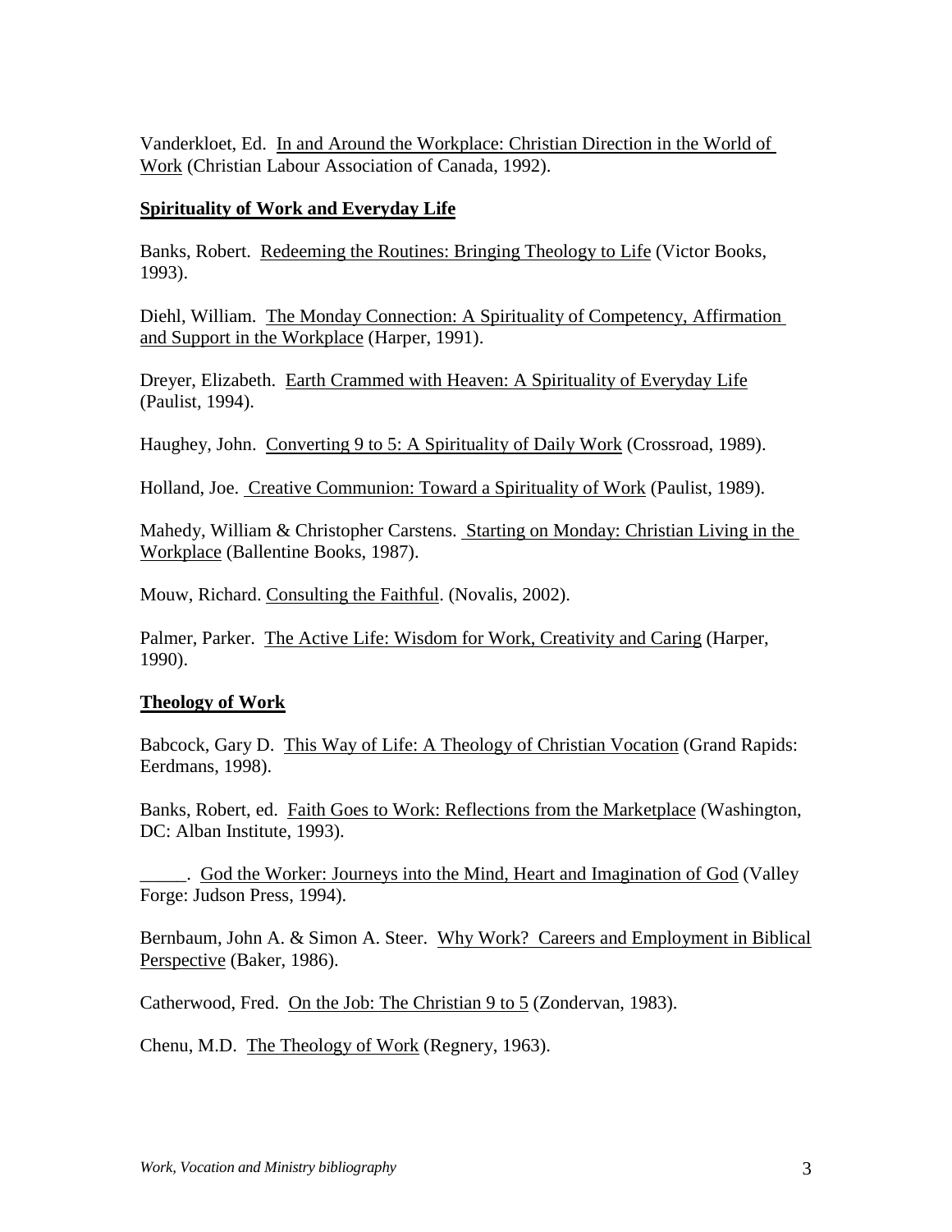Vanderkloet, Ed. In and Around the Workplace: Christian Direction in the World of Work (Christian Labour Association of Canada, 1992).

## Spirituality of Work and Everyday Life

Banks, Robert. Redeeming the Routines: Bringing Theology to Life (Victor Books, 1993).

Diehl, William. The Monday Connection: A Spirituality of Competency, Affirmation and Support in the Workplace (Harper, 1991).

Dreyer, Elizabeth. Earth Crammed with Heaven: A Spirituality of Everyday Life (Paulist, 1994).

Haughey, John. Converting 9 to 5: A Spirituality of Daily Work (Crossroad, 1989).

Holland, Joe. Creative Communion: Toward a Spirituality of Work (Paulist, 1989).

Mahedy, William & Christopher Carstens. Starting on Monday: Christian Living in the Workplace (Ballentine Books, 1987).

Mouw, Richard. Consulting the Faithful. (Novalis, 2002).

Palmer, Parker. The Active Life: Wisdom for Work, Creativity and Caring (Harper, 1990).

## Theology of Work

Babcock, Gary D. This Way of Life: A Theology of Christian Vocation (Grand Rapids: Eerdmans, 1998).

Banks, Robert, ed. Faith Goes to Work: Reflections from the Marketplace (Washington, DC: Alban Institute, 1993).

_____. God the Worker: Journeys into the Mind, Heart and Imagination of God (Valley Forge: Judson Press, 1994).

Bernbaum, John A. & Simon A. Steer. Why Work? Careers and Employment in Biblical Perspective (Baker, 1986).

Catherwood, Fred. On the Job: The Christian 9 to 5 (Zondervan, 1983).

Chenu, M.D. The Theology of Work (Regnery, 1963).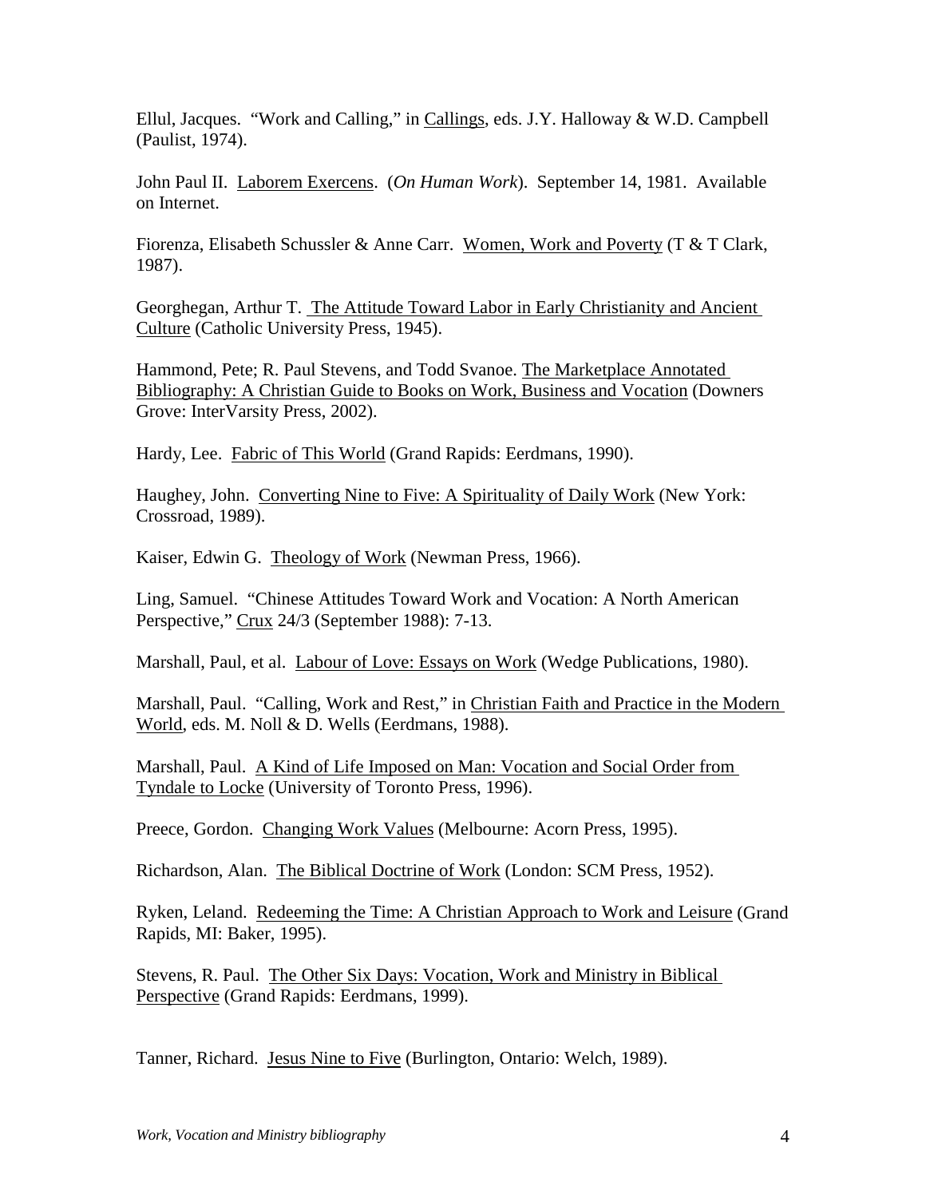Ellul, Jacques. "Work and Calling," in Callings, eds. J.Y. Halloway & W.D. Campbell (Paulist, 1974).

John Paul II. Laborem Exercens. (*On Human Work*). September 14, 1981. Available on Internet.

Fiorenza, Elisabeth Schussler & Anne Carr. Women, Work and Poverty (T & T Clark, 1987).

Georghegan, Arthur T. The Attitude Toward Labor in Early Christianity and Ancient Culture (Catholic University Press, 1945).

Hammond, Pete; R. Paul Stevens, and Todd Svanoe. The Marketplace Annotated Bibliography: A Christian Guide to Books on Work, Business and Vocation (Downers Grove: InterVarsity Press, 2002).

Hardy, Lee. Fabric of This World (Grand Rapids: Eerdmans, 1990).

Haughey, John. Converting Nine to Five: A Spirituality of Daily Work (New York: Crossroad, 1989).

Kaiser, Edwin G. Theology of Work (Newman Press, 1966).

Ling, Samuel. "Chinese Attitudes Toward Work and Vocation: A North American Perspective," Crux 24/3 (September 1988): 7-13.

Marshall, Paul, et al. Labour of Love: Essays on Work (Wedge Publications, 1980).

Marshall, Paul. "Calling, Work and Rest," in Christian Faith and Practice in the Modern World, eds. M. Noll & D. Wells (Eerdmans, 1988).

Marshall, Paul. A Kind of Life Imposed on Man: Vocation and Social Order from Tyndale to Locke (University of Toronto Press, 1996).

Preece, Gordon. Changing Work Values (Melbourne: Acorn Press, 1995).

Richardson, Alan. The Biblical Doctrine of Work (London: SCM Press, 1952).

Ryken, Leland. Redeeming the Time: A Christian Approach to Work and Leisure (Grand Rapids, MI: Baker, 1995).

Stevens, R. Paul. The Other Six Days: Vocation, Work and Ministry in Biblical Perspective (Grand Rapids: Eerdmans, 1999).

Tanner, Richard. Jesus Nine to Five (Burlington, Ontario: Welch, 1989).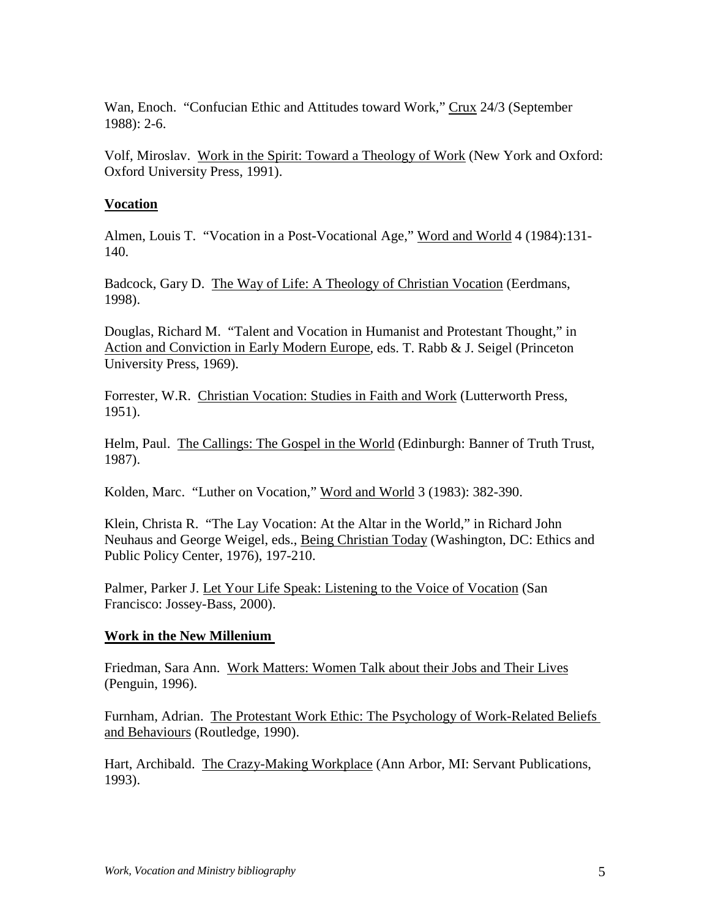Wan, Enoch. "Confucian Ethic and Attitudes toward Work," Crux 24/3 (September 1988): 2-6.

Volf, Miroslav. Work in the Spirit: Toward a Theology of Work (New York and Oxford: Oxford University Press, 1991).

## Vocation

Almen, Louis T. "Vocation in a Post-Vocational Age," Word and World 4 (1984):131-140.

Badcock, Gary D. The Way of Life: A Theology of Christian Vocation (Eerdmans, 1998).

Douglas, Richard M. "Talent and Vocation in Humanist and Protestant Thought," in Action and Conviction in Early Modern Europe, eds. T. Rabb & J. Seigel (Princeton University Press, 1969).

Forrester, W.R. Christian Vocation: Studies in Faith and Work (Lutterworth Press, 1951).

Helm, Paul. The Callings: The Gospel in the World (Edinburgh: Banner of Truth Trust, 1987).

Kolden, Marc. "Luther on Vocation," Word and World 3 (1983): 382-390.

Klein, Christa R. "The Lay Vocation: At the Altar in the World," in Richard John Neuhaus and George Weigel, eds., Being Christian Today (Washington, DC: Ethics and Public Policy Center, 1976), 197-210.

Palmer, Parker J. Let Your Life Speak: Listening to the Voice of Vocation (San Francisco: Jossey-Bass, 2000).

## Work in the New Millenium

Friedman, Sara Ann. Work Matters: Women Talk about their Jobs and Their Lives (Penguin, 1996).

Furnham, Adrian. The Protestant Work Ethic: The Psychology of Work-Related Beliefs and Behaviours (Routledge, 1990).

Hart, Archibald. The Crazy-Making Workplace (Ann Arbor, MI: Servant Publications, 1993).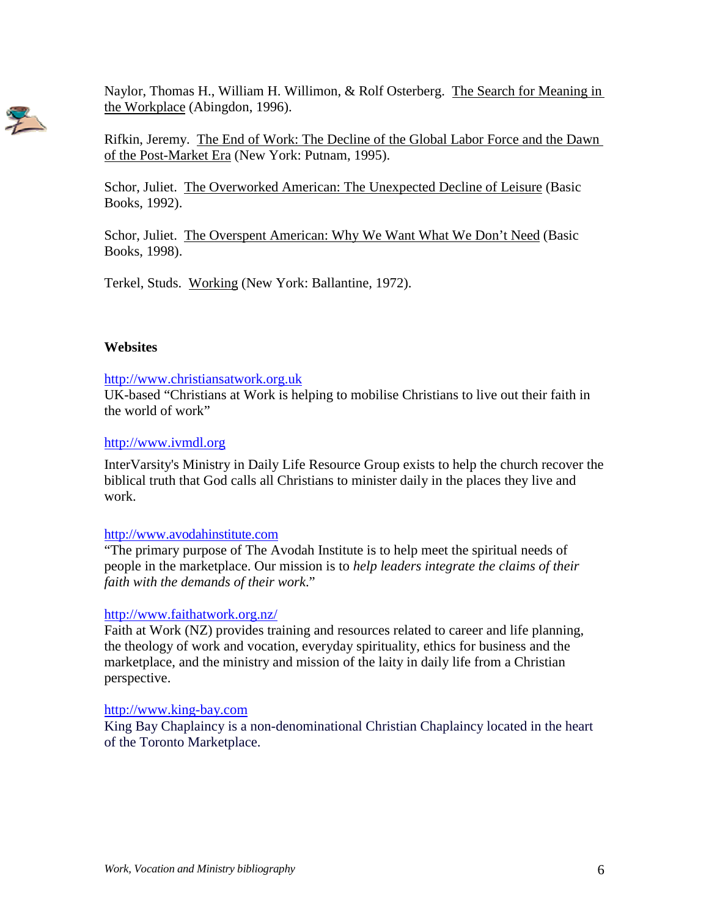Naylor, Thomas H., William H. Willimon, & Rolf Osterberg. The Search for Meaning in the Workplace (Abingdon, 1996).

Rifkin, Jeremy. The End of Work: The Decline of the Global Labor Force and the Dawn of the Post-Market Era (New York: Putnam, 1995).

Schor, Juliet. The Overworked American: The Unexpected Decline of Leisure (Basic Books, 1992).

Schor, Juliet. The Overspent American: Why We Want What We Don't Need (Basic Books, 1998).

Terkel, Studs. Working (New York: Ballantine, 1972).

**Websites**

http://www.christiansatwork.org.uk
UK-based "Christians at Work is helping to mobilise Christians to live out their faith in the world of work"

http://www.ivmdl.org

InterVarsity's Ministry in Daily Life Resource Group exists to help the church recover the biblical truth that God calls all Christians to minister daily in the places they live and work.

http://www.avodahinstitute.com
"The primary purpose of The Avodah Institute is to help meet the spiritual needs of people in the marketplace. Our mission is to *help leaders integrate the claims of their faith with the demands of their work*."

http://www.faithatwork.org.nz/
Faith at Work (NZ) provides training and resources related to career and life planning, the theology of work and vocation, everyday spirituality, ethics for business and the marketplace, and the ministry and mission of the laity in daily life from a Christian perspective.

http://www.king-bay.com
King Bay Chaplaincy is a non-denominational Christian Chaplaincy located in the heart of the Toronto Marketplace.